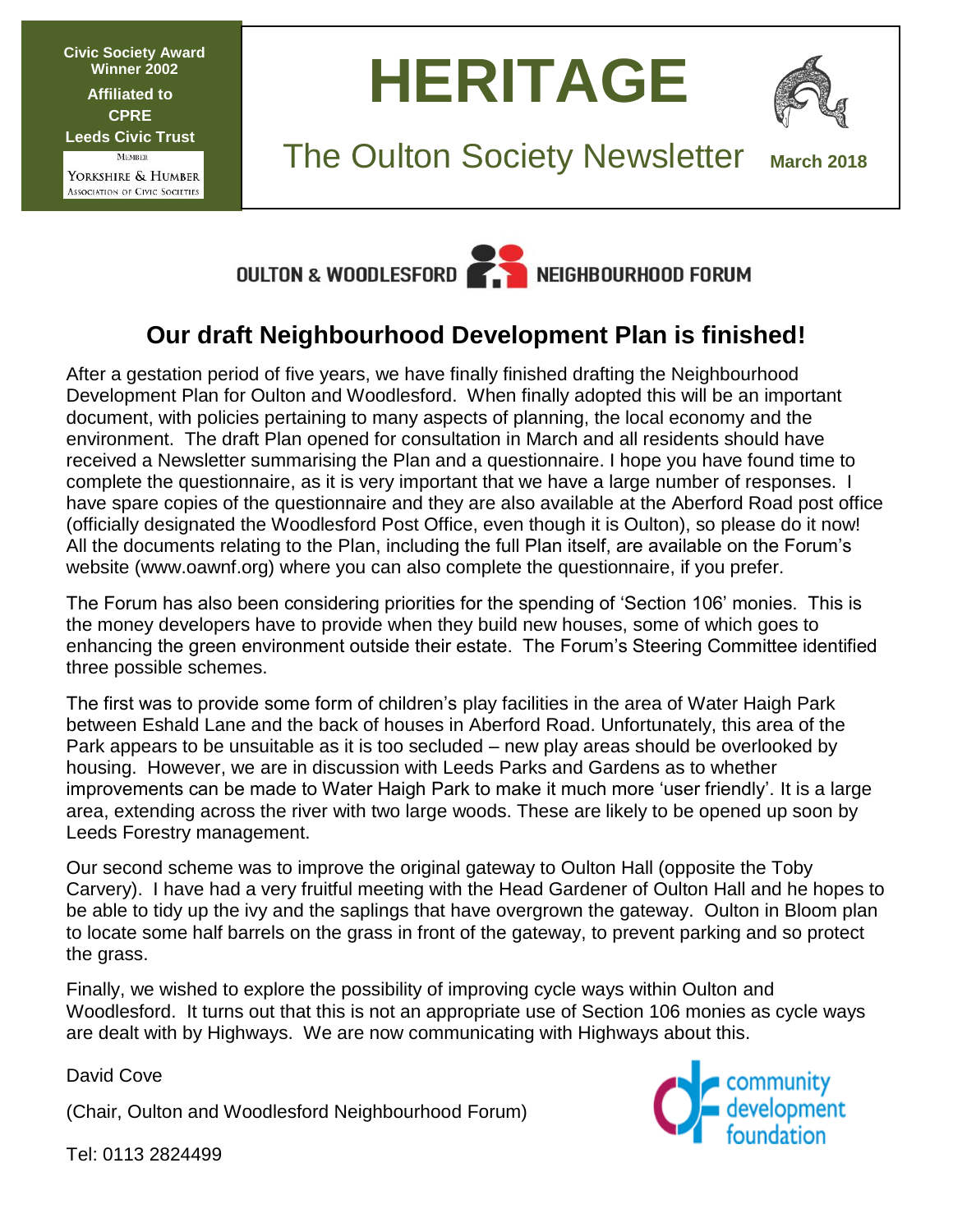Civic Society Award Winner 2002

Affiliated to CPRE

Leeds Civic Trust

Member Yorkshire & Humber Association of Civic Societies

# HERITAGE

The Oulton Society Newsletter **March 2018**

OULTON & WOODLESFORD NEIGHBOURHOOD FORUM

## Our draft Neighbourhood Development Plan is finished!

After a gestation period of five years, we have finally finished drafting the Neighbourhood Development Plan for Oulton and Woodlesford. When finally adopted this will be an important document, with policies pertaining to many aspects of planning, the local economy and the environment. The draft Plan opened for consultation in March and all residents should have received a Newsletter summarising the Plan and a questionnaire. I hope you have found time to complete the questionnaire, as it is very important that we have a large number of responses. I have spare copies of the questionnaire and they are also available at the Aberford Road post office (officially designated the Woodlesford Post Office, even though it is Oulton), so please do it now! All the documents relating to the Plan, including the full Plan itself, are available on the Forum's website (www.oawnf.org) where you can also complete the questionnaire, if you prefer.

The Forum has also been considering priorities for the spending of 'Section 106' monies. This is the money developers have to provide when they build new houses, some of which goes to enhancing the green environment outside their estate. The Forum's Steering Committee identified three possible schemes.

The first was to provide some form of children's play facilities in the area of Water Haigh Park between Eshald Lane and the back of houses in Aberford Road. Unfortunately, this area of the Park appears to be unsuitable as it is too secluded – new play areas should be overlooked by housing. However, we are in discussion with Leeds Parks and Gardens as to whether improvements can be made to Water Haigh Park to make it much more 'user friendly'. It is a large area, extending across the river with two large woods. These are likely to be opened up soon by Leeds Forestry management.

Our second scheme was to improve the original gateway to Oulton Hall (opposite the Toby Carvery). I have had a very fruitful meeting with the Head Gardener of Oulton Hall and he hopes to be able to tidy up the ivy and the saplings that have overgrown the gateway. Oulton in Bloom plan to locate some half barrels on the grass in front of the gateway, to prevent parking and so protect the grass.

Finally, we wished to explore the possibility of improving cycle ways within Oulton and Woodlesford. It turns out that this is not an appropriate use of Section 106 monies as cycle ways are dealt with by Highways. We are now communicating with Highways about this.

David Cove

(Chair, Oulton and Woodlesford Neighbourhood Forum)

Tel: 0113 2824499

community development foundation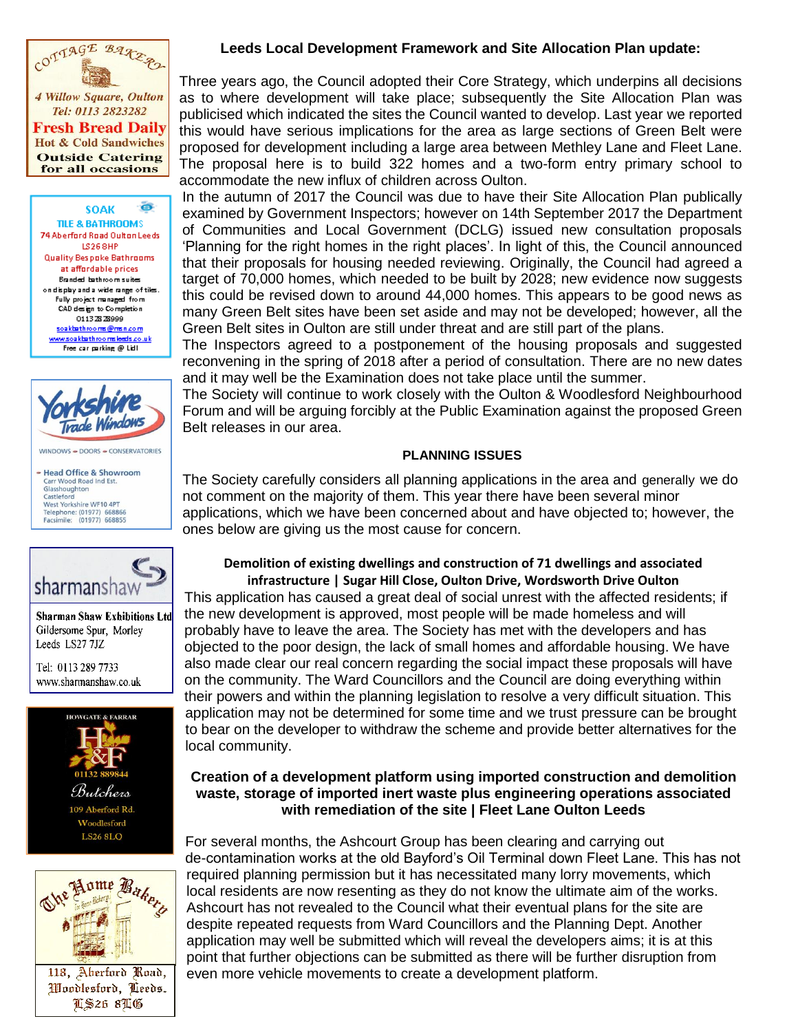## Leeds Local Development Framework and Site Allocation Plan update:

Three years ago, the Council adopted their Core Strategy, which underpins all decisions as to where development will take place; subsequently the Site Allocation Plan was publicised which indicated the sites the Council wanted to develop. Last year we reported this would have serious implications for the area as large sections of Green Belt were proposed for development including a large area between Methley Lane and Fleet Lane. The proposal here is to build 322 homes and a two-form entry primary school to accommodate the new influx of children across Oulton.

In the autumn of 2017 the Council was due to have their Site Allocation Plan publically examined by Government Inspectors; however on 14th September 2017 the Department of Communities and Local Government (DCLG) issued new consultation proposals 'Planning for the right homes in the right places'. In light of this, the Council announced that their proposals for housing needed reviewing. Originally, the Council had agreed a target of 70,000 homes, which needed to be built by 2028; new evidence now suggests this could be revised down to around 44,000 homes. This appears to be good news as many Green Belt sites have been set aside and may not be developed; however, all the Green Belt sites in Oulton are still under threat and are still part of the plans.

The Inspectors agreed to a postponement of the housing proposals and suggested reconvening in the spring of 2018 after a period of consultation. There are no new dates and it may well be the Examination does not take place until the summer.

The Society will continue to work closely with the Oulton & Woodlesford Neighbourhood Forum and will be arguing forcibly at the Public Examination against the proposed Green Belt releases in our area.

### PLANNING ISSUES

The Society carefully considers all planning applications in the area and generally we do not comment on the majority of them. This year there have been several minor applications, which we have been concerned about and have objected to; however, the ones below are giving us the most cause for concern.

#### Demolition of existing dwellings and construction of 71 dwellings and associated infrastructure | Sugar Hill Close, Oulton Drive, Wordsworth Drive Oulton

This application has caused a great deal of social unrest with the affected residents; if the new development is approved, most people will be made homeless and will probably have to leave the area. The Society has met with the developers and has objected to the poor design, the lack of small homes and affordable housing. We have also made clear our real concern regarding the social impact these proposals will have on the community. The Ward Councillors and the Council are doing everything within their powers and within the planning legislation to resolve a very difficult situation. This application may not be determined for some time and we trust pressure can be brought to bear on the developer to withdraw the scheme and provide better alternatives for the local community.

#### Creation of a development platform using imported construction and demolition waste, storage of imported inert waste plus engineering operations associated with remediation of the site | Fleet Lane Oulton Leeds

For several months, the Ashcourt Group has been clearing and carrying out de-contamination works at the old Bayford's Oil Terminal down Fleet Lane. This has not required planning permission but it has necessitated many lorry movements, which local residents are now resenting as they do not know the ultimate aim of the works. Ashcourt has not revealed to the Council what their eventual plans for the site are despite repeated requests from Ward Councillors and the Planning Dept. Another application may well be submitted which will reveal the developers aims; it is at this point that further objections can be submitted as there will be further disruption from even more vehicle movements to create a development platform.

---

**Cottage Bakery**
4 Willow Square, Oulton
Tel: 0113 2823282
Fresh Bread Daily
Hot & Cold Sandwiches
Outside Catering for all occasions

**SOAK TILE & BATHROOMS**
74 Aberford Road Oulton Leeds LS26 8HP
Quality Bespoke Bathrooms at affordable prices
Branded bathroom suites on display and a wide range of tiles.
Fully project managed from CAD design to Completion
0113 2828999
soakbathrooms@msn.com
www.soakbathroomsleeds.co.uk
Free car parking @ Lidl

**Yorkshire Trade Windows**
WINDOWS • DOORS • CONSERVATORIES
Head Office & Showroom
Carr Wood Road Ind Est.
Glasshoughton
Castleford
West Yorkshire WF10 4PT
Telephone: (01977) 668866
Facsimile: (01977) 668855

**sharmanshaw**
Sharman Shaw Exhibitions Ltd
Gildersome Spur, Morley
Leeds LS27 7JZ
Tel: 0113 289 7733
www.sharmanshaw.co.uk

**HOWGATE & FARRAR**
H&F
01132 889844
Butchers
109 Aberford Rd.
Woodlesford
LS26 8LQ

**The Home Bakery**
118, Aberford Road,
Woodlesford, Leeds.
LS26 8LG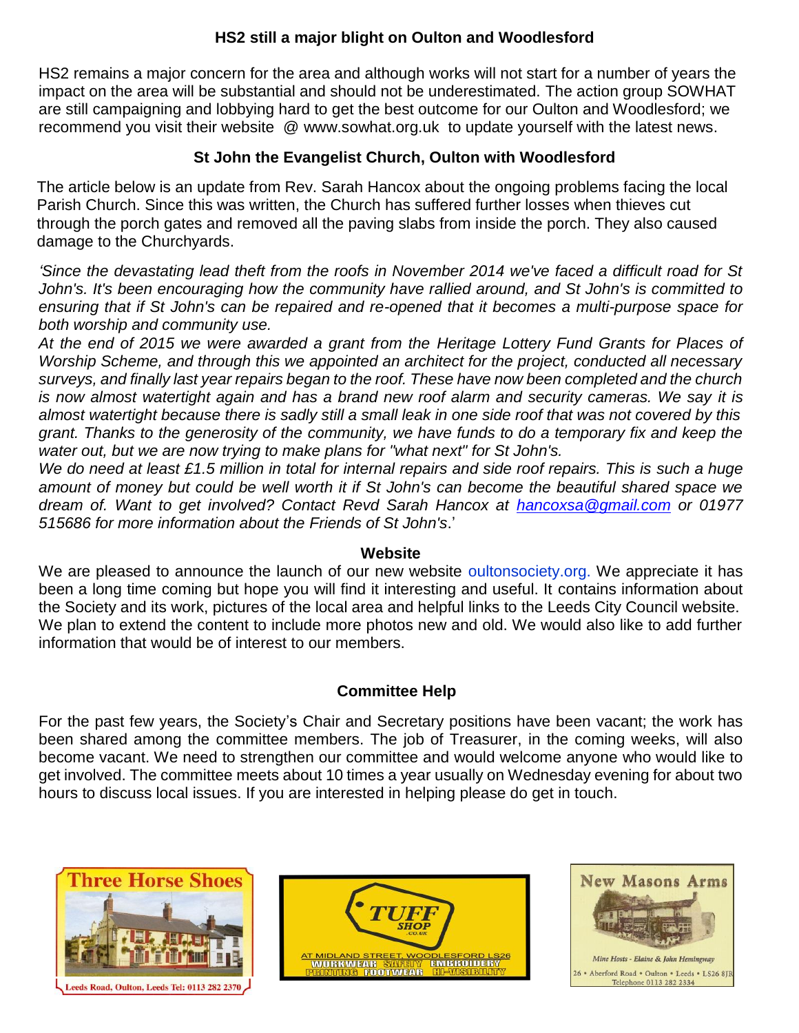## HS2 still a major blight on Oulton and Woodlesford

HS2 remains a major concern for the area and although works will not start for a number of years the impact on the area will be substantial and should not be underestimated. The action group SOWHAT are still campaigning and lobbying hard to get the best outcome for our Oulton and Woodlesford; we recommend you visit their website @ www.sowhat.org.uk to update yourself with the latest news.

## St John the Evangelist Church, Oulton with Woodlesford

The article below is an update from Rev. Sarah Hancox about the ongoing problems facing the local Parish Church. Since this was written, the Church has suffered further losses when thieves cut through the porch gates and removed all the paving slabs from inside the porch. They also caused damage to the Churchyards.

*'Since the devastating lead theft from the roofs in November 2014 we've faced a difficult road for St John's. It's been encouraging how the community have rallied around, and St John's is committed to ensuring that if St John's can be repaired and re-opened that it becomes a multi-purpose space for both worship and community use.*

*At the end of 2015 we were awarded a grant from the Heritage Lottery Fund Grants for Places of Worship Scheme, and through this we appointed an architect for the project, conducted all necessary surveys, and finally last year repairs began to the roof. These have now been completed and the church is now almost watertight again and has a brand new roof alarm and security cameras. We say it is almost watertight because there is sadly still a small leak in one side roof that was not covered by this grant. Thanks to the generosity of the community, we have funds to do a temporary fix and keep the water out, but we are now trying to make plans for "what next" for St John's.*

*We do need at least £1.5 million in total for internal repairs and side roof repairs. This is such a huge amount of money but could be well worth it if St John's can become the beautiful shared space we dream of. Want to get involved? Contact Revd Sarah Hancox at hancoxsa@gmail.com or 01977 515686 for more information about the Friends of St John's*.'

## Website

We are pleased to announce the launch of our new website oultonsociety.org. We appreciate it has been a long time coming but hope you will find it interesting and useful. It contains information about the Society and its work, pictures of the local area and helpful links to the Leeds City Council website. We plan to extend the content to include more photos new and old. We would also like to add further information that would be of interest to our members.

## Committee Help

For the past few years, the Society's Chair and Secretary positions have been vacant; the work has been shared among the committee members. The job of Treasurer, in the coming weeks, will also become vacant. We need to strengthen our committee and would welcome anyone who would like to get involved. The committee meets about 10 times a year usually on Wednesday evening for about two hours to discuss local issues. If you are interested in helping please do get in touch.

**Three Horse Shoes**
Leeds Road, Oulton, Leeds Tel: 0113 282 2370

**TUFF SHOP** .co.uk
AT MIDLAND STREET, WOODLESFORD LS26
WORKWEAR SAFETY EMBROIDERY PRINTING FOOTWEAR HI-VISIBILITY

**New Masons Arms**
*Mine Hosts - Elaine & John Hemingway*
26 • Aberford Road • Oulton • Leeds • LS26 8JR
Telephone 0113 282 2334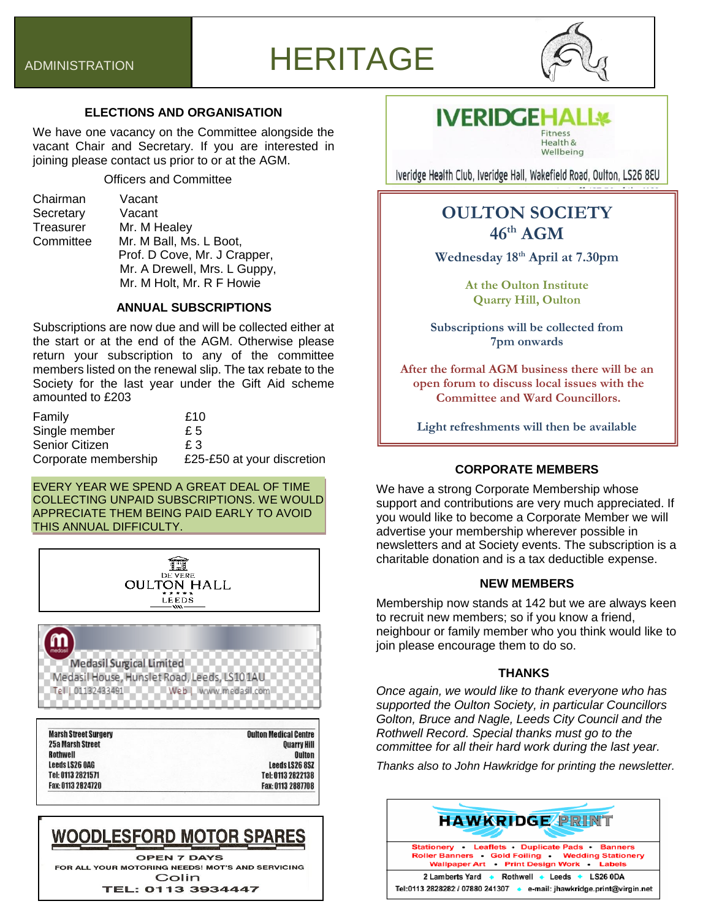ADMINISTRATION

# HERITAGE

## ELECTIONS AND ORGANISATION

We have one vacancy on the Committee alongside the vacant Chair and Secretary. If you are interested in joining please contact us prior to or at the AGM.

Officers and Committee

| | |
|---|---|
| Chairman | Vacant |
| Secretary | Vacant |
| Treasurer | Mr. M Healey |
| Committee | Mr. M Ball, Ms. L Boot, Prof. D Cove, Mr. J Crapper, Mr. A Drewell, Mrs. L Guppy, Mr. M Holt, Mr. R F Howie |

## ANNUAL SUBSCRIPTIONS

Subscriptions are now due and will be collected either at the start or at the end of the AGM. Otherwise please return your subscription to any of the committee members listed on the renewal slip. The tax rebate to the Society for the last year under the Gift Aid scheme amounted to £203

| | |
|---|---|
| Family | £10 |
| Single member | £ 5 |
| Senior Citizen | £ 3 |
| Corporate membership | £25-£50 at your discretion |

EVERY YEAR WE SPEND A GREAT DEAL OF TIME COLLECTING UNPAID SUBSCRIPTIONS. WE WOULD APPRECIATE THEM BEING PAID EARLY TO AVOID THIS ANNUAL DIFFICULTY.

DE VERE
OULTON HALL
LEEDS

Medasil Surgical Limited
Medasil House, Hunslet Road, Leeds, LS10 1AU
Tel | 01132433491 Web | www.medasil.com

| | |
|---|---|
| Marsh Street Surgery | Oulton Medical Centre |
| 25a Marsh Street | Quarry Hill |
| Rothwell | Oulton |
| Leeds LS26 0AG | Leeds LS26 8SZ |
| Tel: 0113 2821571 | Tel: 0113 2822138 |
| Fax: 0113 2824720 | Fax: 0113 2887708 |

WOODLESFORD MOTOR SPARES
OPEN 7 DAYS
FOR ALL YOUR MOTORING NEEDS! MOT'S AND SERVICING
Colin
TEL: 0113 3934447

IVERIDGEHALL
Fitness
Health &
Wellbeing
Iveridge Health Club, Iveridge Hall, Wakefield Road, Oulton, LS26 8EU

## OULTON SOCIETY 46th AGM

**Wednesday 18th April at 7.30pm**

At the Oulton Institute
Quarry Hill, Oulton

Subscriptions will be collected from 7pm onwards

After the formal AGM business there will be an open forum to discuss local issues with the Committee and Ward Councillors.

Light refreshments will then be available

## CORPORATE MEMBERS

We have a strong Corporate Membership whose support and contributions are very much appreciated. If you would like to become a Corporate Member we will advertise your membership wherever possible in newsletters and at Society events. The subscription is a charitable donation and is a tax deductible expense.

## NEW MEMBERS

Membership now stands at 142 but we are always keen to recruit new members; so if you know a friend, neighbour or family member who you think would like to join please encourage them to do so.

## THANKS

*Once again, we would like to thank everyone who has supported the Oulton Society, in particular Councillors Golton, Bruce and Nagle, Leeds City Council and the Rothwell Record. Special thanks must go to the committee for all their hard work during the last year.*

*Thanks also to John Hawkridge for printing the newsletter.*

HAWKRIDGE PRINT
Stationery • Leaflets • Duplicate Pads • Banners
Roller Banners • Gold Foiling • Wedding Stationery
Wallpaper Art • Print Design Work • Labels
2 Lamberts Yard • Rothwell • Leeds • LS26 0DA
Tel:0113 2828282 / 07880 241307 • e-mail: jhawkridge.print@virgin.net